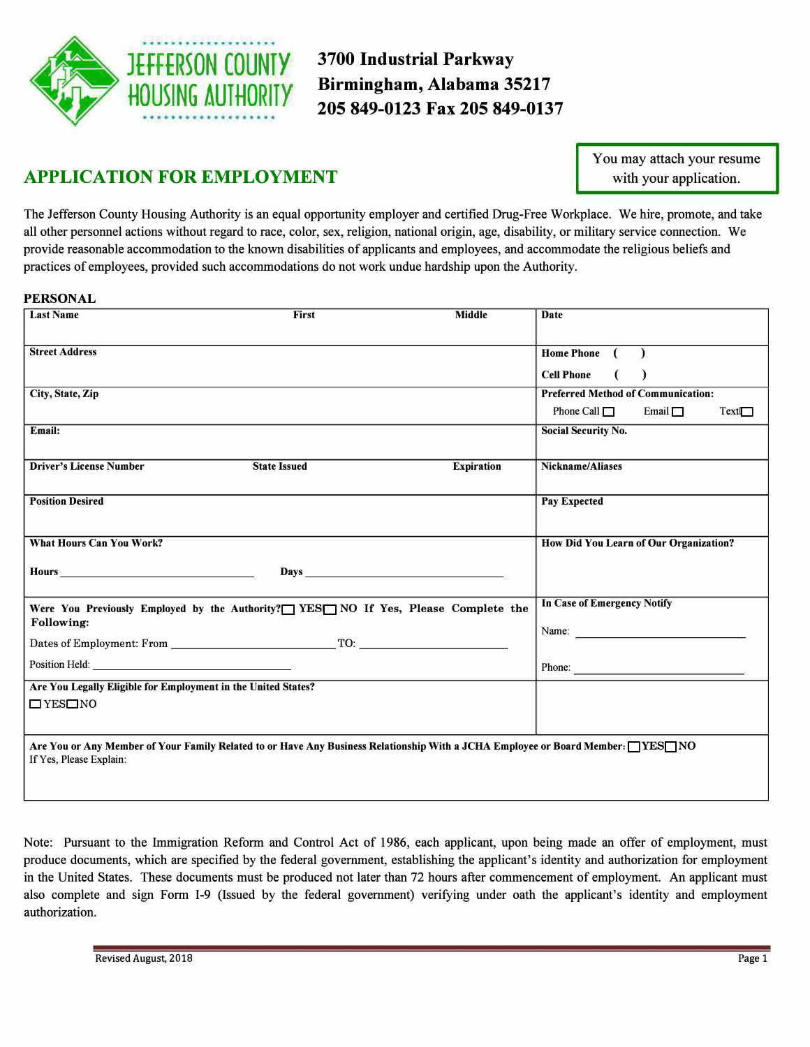JEFFERSON COUNTY HOUSING AUTHORITY

**3700 Industrial Parkway**
**Birmingham, Alabama 35217**
**205 849-0123 Fax 205 849-0137**

# APPLICATION FOR EMPLOYMENT

You may attach your resume with your application.

The Jefferson County Housing Authority is an equal opportunity employer and certified Drug-Free Workplace. We hire, promote, and take all other personnel actions without regard to race, color, sex, religion, national origin, age, disability, or military service connection. We provide reasonable accommodation to the known disabilities of applicants and employees, and accommodate the religious beliefs and practices of employees, provided such accommodations do not work undue hardship upon the Authority.

## PERSONAL

| | |
|---|---|
| **Last Name** &nbsp;&nbsp; **First** &nbsp;&nbsp; **Middle** | **Date** |
| **Street Address** | **Home Phone** ( ) <br> **Cell Phone** ( ) |
| **City, State, Zip** | **Preferred Method of Communication:** <br> Phone Call ☐ Email ☐ Text☐ |
| **Email:** | **Social Security No.** |
| **Driver's License Number** &nbsp;&nbsp; **State Issued** &nbsp;&nbsp; **Expiration** | **Nickname/Aliases** |
| **Position Desired** | **Pay Expected** |
| **What Hours Can You Work?** <br> **Hours** ______________ **Days** ______________ | **How Did You Learn of Our Organization?** |
| **Were You Previously Employed by the Authority?** ☐ YES ☐ NO **If Yes, Please Complete the Following:** <br> Dates of Employment: From ______________ TO: ______________ <br> Position Held: ______________ | **In Case of Emergency Notify** <br> Name: ______________ <br> Phone: ______________ |
| **Are You Legally Eligible for Employment in the United States?** <br> ☐ YES ☐ NO | |
| **Are You or Any Member of Your Family Related to or Have Any Business Relationship With a JCHA Employee or Board Member:** ☐ YES ☐ NO <br> If Yes, Please Explain: | |

Note: Pursuant to the Immigration Reform and Control Act of 1986, each applicant, upon being made an offer of employment, must produce documents, which are specified by the federal government, establishing the applicant's identity and authorization for employment in the United States. These documents must be produced not later than 72 hours after commencement of employment. An applicant must also complete and sign Form I-9 (Issued by the federal government) verifying under oath the applicant's identity and employment authorization.

Revised August, 2018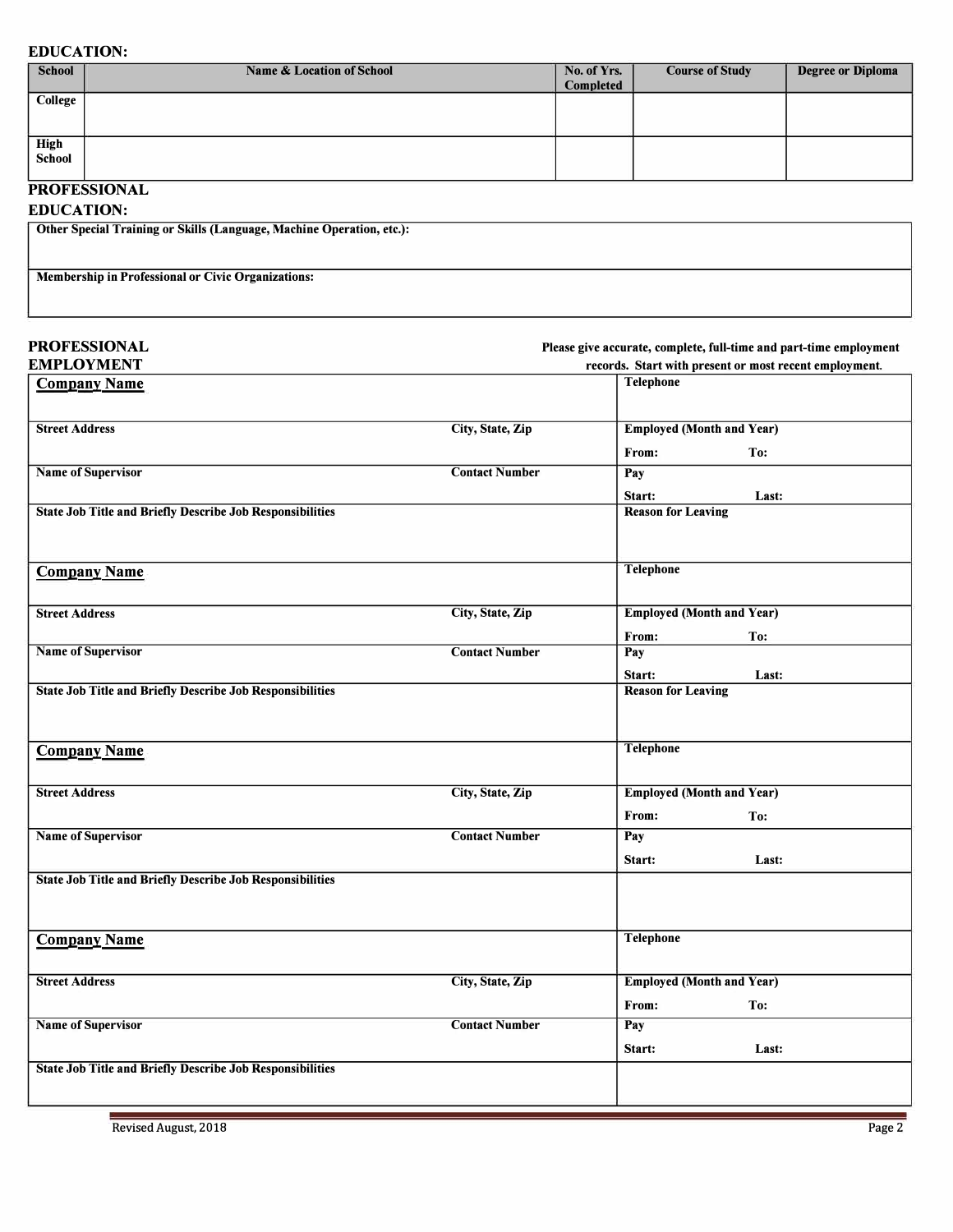## EDUCATION:

| School | Name & Location of School | No. of Yrs. Completed | Course of Study | Degree or Diploma |
|---|---|---|---|---|
| College | | | | |
| High School | | | | |

## PROFESSIONAL EDUCATION:

| |
|---|
| **Other Special Training or Skills (Language, Machine Operation, etc.):** |
| **Membership in Professional or Civic Organizations:** |

## PROFESSIONAL EMPLOYMENT

**Please give accurate, complete, full-time and part-time employment records. Start with present or most recent employment.**

| | | |
|---|---|---|
| **Company Name** | | **Telephone** |
| **Street Address** | **City, State, Zip** | **Employed (Month and Year)** From: To: |
| **Name of Supervisor** | **Contact Number** | **Pay** Start: Last: |
| **State Job Title and Briefly Describe Job Responsibilities** | | **Reason for Leaving** |

| | | |
|---|---|---|
| **Company Name** | | **Telephone** |
| **Street Address** | **City, State, Zip** | **Employed (Month and Year)** From: To: |
| **Name of Supervisor** | **Contact Number** | **Pay** Start: Last: |
| **State Job Title and Briefly Describe Job Responsibilities** | | **Reason for Leaving** |

| | | |
|---|---|---|
| **Company Name** | | **Telephone** |
| **Street Address** | **City, State, Zip** | **Employed (Month and Year)** From: To: |
| **Name of Supervisor** | **Contact Number** | **Pay** Start: Last: |
| **State Job Title and Briefly Describe Job Responsibilities** | | |

| | | |
|---|---|---|
| **Company Name** | | **Telephone** |
| **Street Address** | **City, State, Zip** | **Employed (Month and Year)** From: To: |
| **Name of Supervisor** | **Contact Number** | **Pay** Start: Last: |
| **State Job Title and Briefly Describe Job Responsibilities** | | |

Revised August, 2018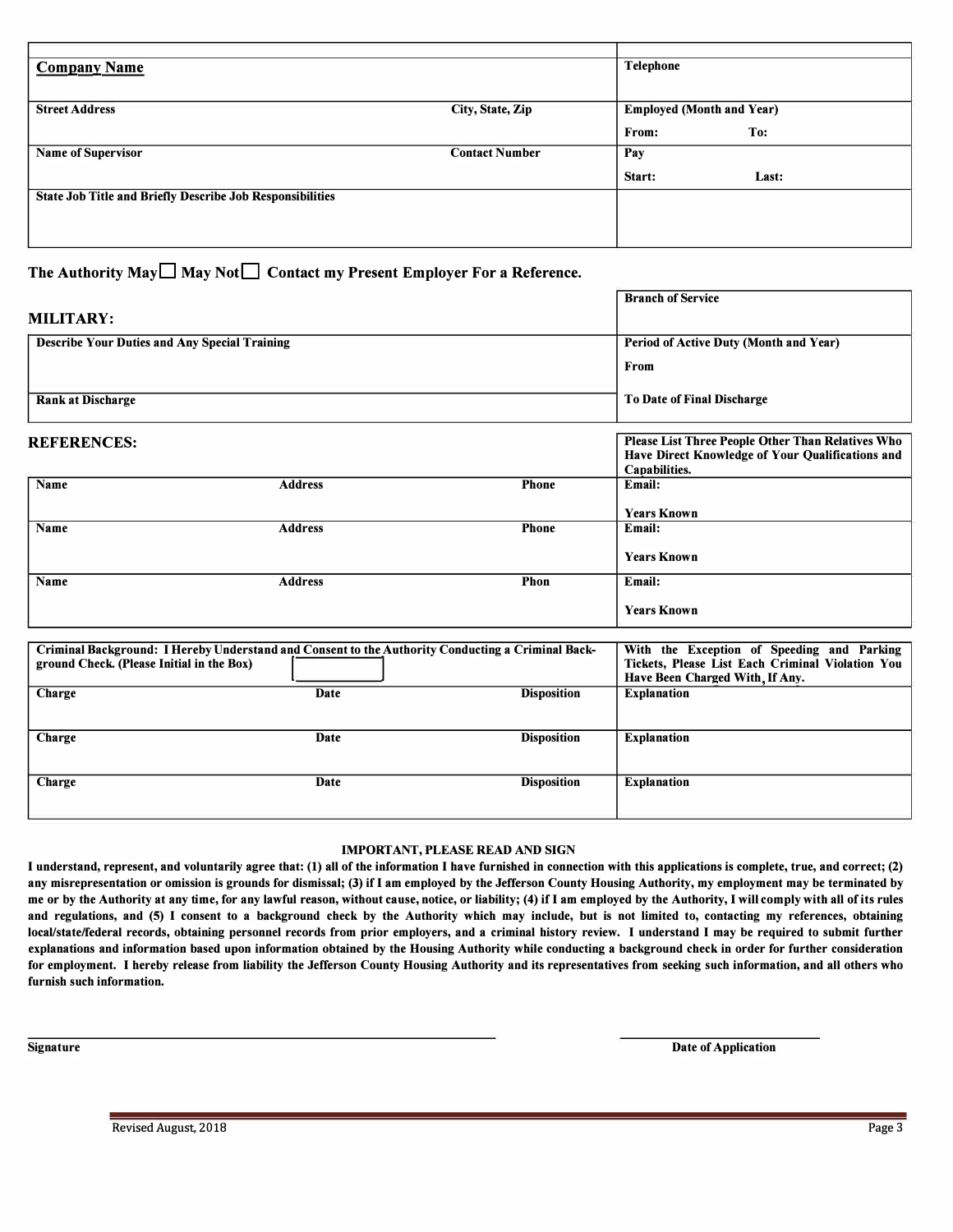| | |
|---|---|
| **Company Name** | **Telephone** |
| **Street Address** &nbsp;&nbsp;&nbsp;&nbsp; **City, State, Zip** | **Employed (Month and Year)**<br>**From:** &nbsp;&nbsp;&nbsp;&nbsp; **To:** |
| **Name of Supervisor** &nbsp;&nbsp;&nbsp;&nbsp; **Contact Number** | **Pay**<br>**Start:** &nbsp;&nbsp;&nbsp;&nbsp; **Last:** |
| **State Job Title and Briefly Describe Job Responsibilities** | |

**The Authority May ☐ May Not ☐ Contact my Present Employer For a Reference.**

| **MILITARY:** | **Branch of Service** |
|---|---|
| **Describe Your Duties and Any Special Training** | **Period of Active Duty (Month and Year)**<br>**From** |
| **Rank at Discharge** | **To Date of Final Discharge** |

| **REFERENCES:** | | | **Please List Three People Other Than Relatives Who Have Direct Knowledge of Your Qualifications and Capabilities.** |
|---|---|---|---|
| **Name** | **Address** | **Phone** | **Email:**<br>**Years Known** |
| **Name** | **Address** | **Phone** | **Email:**<br>**Years Known** |
| **Name** | **Address** | **Phon** | **Email:**<br>**Years Known** |

| **Criminal Background: I Hereby Understand and Consent to the Authority Conducting a Criminal Background Check. (Please Initial in the Box)** ☐ | | | **With the Exception of Speeding and Parking Tickets, Please List Each Criminal Violation You Have Been Charged With, If Any.** |
|---|---|---|---|
| **Charge** | **Date** | **Disposition** | **Explanation** |
| **Charge** | **Date** | **Disposition** | **Explanation** |
| **Charge** | **Date** | **Disposition** | **Explanation** |

**IMPORTANT, PLEASE READ AND SIGN**

**I understand, represent, and voluntarily agree that: (1) all of the information I have furnished in connection with this applications is complete, true, and correct; (2) any misrepresentation or omission is grounds for dismissal; (3) if I am employed by the Jefferson County Housing Authority, my employment may be terminated by me or by the Authority at any time, for any lawful reason, without cause, notice, or liability; (4) if I am employed by the Authority, I will comply with all of its rules and regulations, and (5) I consent to a background check by the Authority which may include, but is not limited to, contacting my references, obtaining local/state/federal records, obtaining personnel records from prior employers, and a criminal history review. I understand I may be required to submit further explanations and information based upon information obtained by the Housing Authority while conducting a background check in order for further consideration for employment. I hereby release from liability the Jefferson County Housing Authority and its representatives from seeking such information, and all others who furnish such information.**

\_\_\_\_\_\_\_\_\_\_\_\_\_\_\_\_\_\_\_\_\_\_\_\_\_\_\_\_\_\_\_\_\_\_\_\_\_\_\_\_ &nbsp;&nbsp;&nbsp;&nbsp; \_\_\_\_\_\_\_\_\_\_\_\_\_\_\_\_\_\_\_\_\_\_

**Signature** &nbsp;&nbsp;&nbsp;&nbsp; **Date of Application**

Revised August, 2018